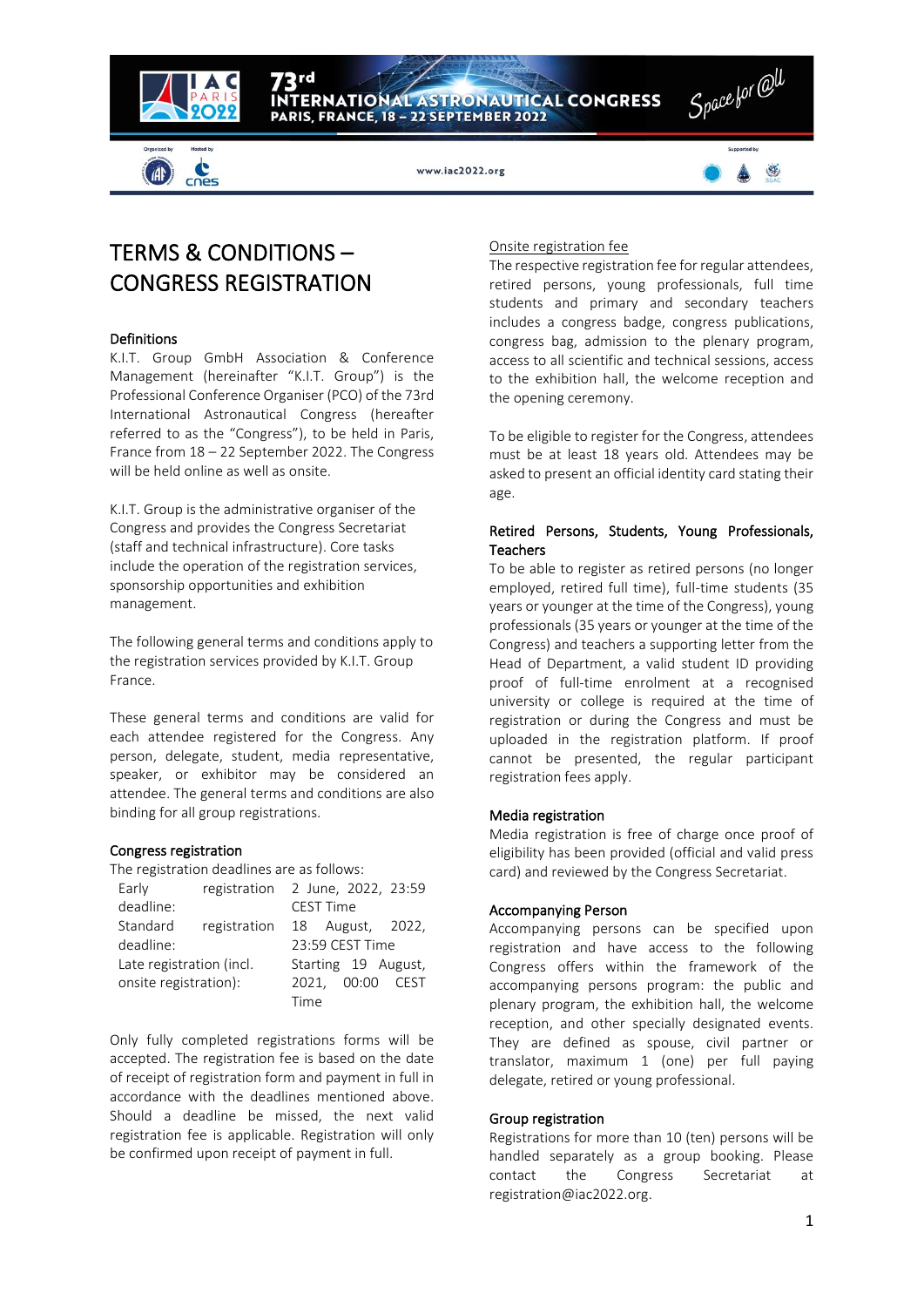# TERMS & CONDITIONS – CONGRESS REGISTRATION

## Definitions

K.I.T. Group GmbH Association & Conference Management (hereinafter "K.I.T. Group") is the Professional Conference Organiser (PCO) of the 73rd International Astronautical Congress (hereafter referred to as the "Congress"), to be held in Paris, France from 18 – 22 September 2022. The Congress will be held online as well as onsite.

K.I.T. Group is the administrative organiser of the Congress and provides the Congress Secretariat (staff and technical infrastructure). Core tasks include the operation of the registration services, sponsorship opportunities and exhibition management.

The following general terms and conditions apply to the registration services provided by K.I.T. Group France.

These general terms and conditions are valid for each attendee registered for the Congress. Any person, delegate, student, media representative, speaker, or exhibitor may be considered an attendee. The general terms and conditions are also binding for all group registrations.

## Congress registration

The registration deadlines are as follows:

| | |
|---|---|
| Early registration deadline: | 2 June, 2022, 23:59 CEST Time |
| Standard registration deadline: | 18 August, 2022, 23:59 CEST Time |
| Late registration (incl. onsite registration): | Starting 19 August, 2021, 00:00 CEST Time |

Only fully completed registrations forms will be accepted. The registration fee is based on the date of receipt of registration form and payment in full in accordance with the deadlines mentioned above. Should a deadline be missed, the next valid registration fee is applicable. Registration will only be confirmed upon receipt of payment in full.

Onsite registration fee

The respective registration fee for regular attendees, retired persons, young professionals, full time students and primary and secondary teachers includes a congress badge, congress publications, congress bag, admission to the plenary program, access to all scientific and technical sessions, access to the exhibition hall, the welcome reception and the opening ceremony.

To be eligible to register for the Congress, attendees must be at least 18 years old. Attendees may be asked to present an official identity card stating their age.

## Retired Persons, Students, Young Professionals, Teachers

To be able to register as retired persons (no longer employed, retired full time), full-time students (35 years or younger at the time of the Congress), young professionals (35 years or younger at the time of the Congress) and teachers a supporting letter from the Head of Department, a valid student ID providing proof of full-time enrolment at a recognised university or college is required at the time of registration or during the Congress and must be uploaded in the registration platform. If proof cannot be presented, the regular participant registration fees apply.

## Media registration

Media registration is free of charge once proof of eligibility has been provided (official and valid press card) and reviewed by the Congress Secretariat.

## Accompanying Person

Accompanying persons can be specified upon registration and have access to the following Congress offers within the framework of the accompanying persons program: the public and plenary program, the exhibition hall, the welcome reception, and other specially designated events. They are defined as spouse, civil partner or translator, maximum 1 (one) per full paying delegate, retired or young professional.

## Group registration

Registrations for more than 10 (ten) persons will be handled separately as a group booking. Please contact the Congress Secretariat at registration@iac2022.org.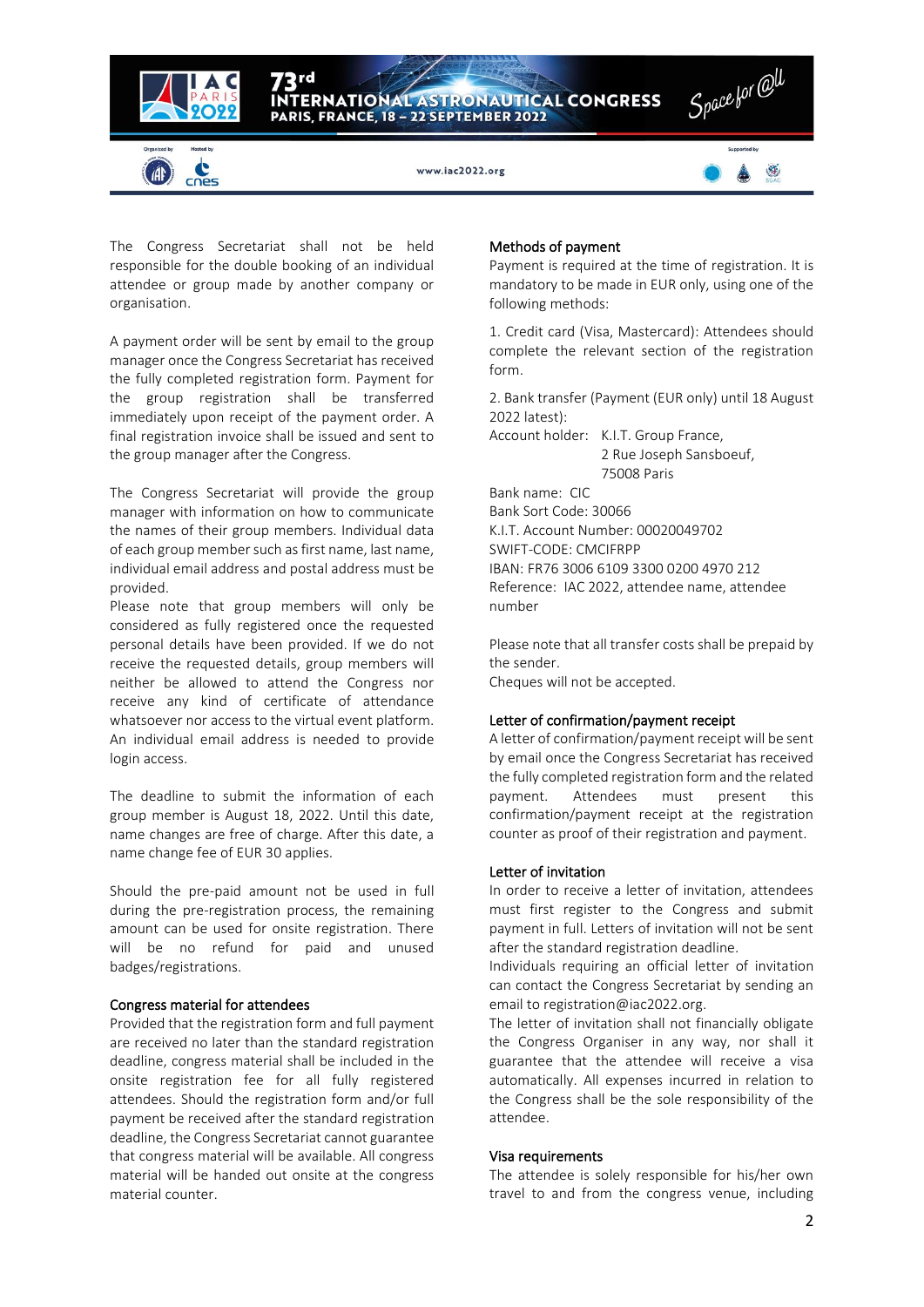The Congress Secretariat shall not be held responsible for the double booking of an individual attendee or group made by another company or organisation.

A payment order will be sent by email to the group manager once the Congress Secretariat has received the fully completed registration form. Payment for the group registration shall be transferred immediately upon receipt of the payment order. A final registration invoice shall be issued and sent to the group manager after the Congress.

The Congress Secretariat will provide the group manager with information on how to communicate the names of their group members. Individual data of each group member such as first name, last name, individual email address and postal address must be provided.
Please note that group members will only be considered as fully registered once the requested personal details have been provided. If we do not receive the requested details, group members will neither be allowed to attend the Congress nor receive any kind of certificate of attendance whatsoever nor access to the virtual event platform. An individual email address is needed to provide login access.

The deadline to submit the information of each group member is August 18, 2022. Until this date, name changes are free of charge. After this date, a name change fee of EUR 30 applies.

Should the pre-paid amount not be used in full during the pre-registration process, the remaining amount can be used for onsite registration. There will be no refund for paid and unused badges/registrations.

### Congress material for attendees

Provided that the registration form and full payment are received no later than the standard registration deadline, congress material shall be included in the onsite registration fee for all fully registered attendees. Should the registration form and/or full payment be received after the standard registration deadline, the Congress Secretariat cannot guarantee that congress material will be available. All congress material will be handed out onsite at the congress material counter.

### Methods of payment

Payment is required at the time of registration. It is mandatory to be made in EUR only, using one of the following methods:

1. Credit card (Visa, Mastercard): Attendees should complete the relevant section of the registration form.

2. Bank transfer (Payment (EUR only) until 18 August 2022 latest):

Account holder: K.I.T. Group France,
2 Rue Joseph Sansboeuf,
75008 Paris

Bank name: CIC
Bank Sort Code: 30066
K.I.T. Account Number: 00020049702
SWIFT-CODE: CMCIFRPP
IBAN: FR76 3006 6109 3300 0200 4970 212
Reference: IAC 2022, attendee name, attendee number

Please note that all transfer costs shall be prepaid by the sender.
Cheques will not be accepted.

### Letter of confirmation/payment receipt

A letter of confirmation/payment receipt will be sent by email once the Congress Secretariat has received the fully completed registration form and the related payment. Attendees must present this confirmation/payment receipt at the registration counter as proof of their registration and payment.

### Letter of invitation

In order to receive a letter of invitation, attendees must first register to the Congress and submit payment in full. Letters of invitation will not be sent after the standard registration deadline.
Individuals requiring an official letter of invitation can contact the Congress Secretariat by sending an email to registration@iac2022.org.
The letter of invitation shall not financially obligate the Congress Organiser in any way, nor shall it guarantee that the attendee will receive a visa automatically. All expenses incurred in relation to the Congress shall be the sole responsibility of the attendee.

### Visa requirements

The attendee is solely responsible for his/her own travel to and from the congress venue, including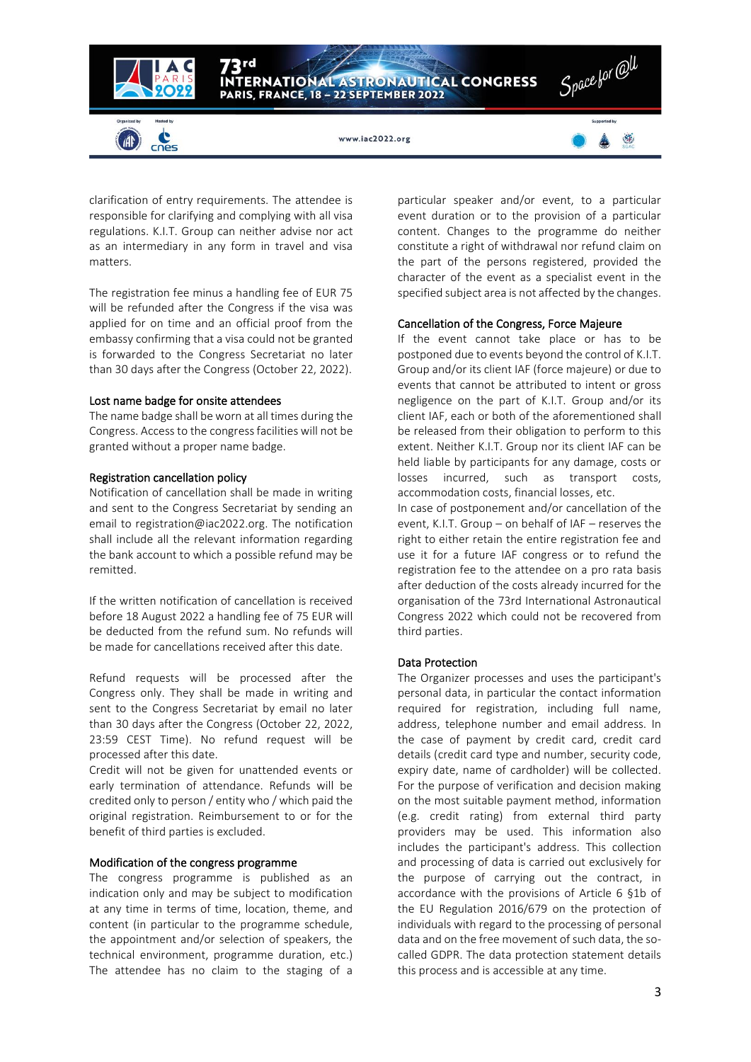clarification of entry requirements. The attendee is responsible for clarifying and complying with all visa regulations. K.I.T. Group can neither advise nor act as an intermediary in any form in travel and visa matters.

The registration fee minus a handling fee of EUR 75 will be refunded after the Congress if the visa was applied for on time and an official proof from the embassy confirming that a visa could not be granted is forwarded to the Congress Secretariat no later than 30 days after the Congress (October 22, 2022).

### Lost name badge for onsite attendees

The name badge shall be worn at all times during the Congress. Access to the congress facilities will not be granted without a proper name badge.

### Registration cancellation policy

Notification of cancellation shall be made in writing and sent to the Congress Secretariat by sending an email to registration@iac2022.org. The notification shall include all the relevant information regarding the bank account to which a possible refund may be remitted.

If the written notification of cancellation is received before 18 August 2022 a handling fee of 75 EUR will be deducted from the refund sum. No refunds will be made for cancellations received after this date.

Refund requests will be processed after the Congress only. They shall be made in writing and sent to the Congress Secretariat by email no later than 30 days after the Congress (October 22, 2022, 23:59 CEST Time). No refund request will be processed after this date.
Credit will not be given for unattended events or early termination of attendance. Refunds will be credited only to person / entity who / which paid the original registration. Reimbursement to or for the benefit of third parties is excluded.

### Modification of the congress programme

The congress programme is published as an indication only and may be subject to modification at any time in terms of time, location, theme, and content (in particular to the programme schedule, the appointment and/or selection of speakers, the technical environment, programme duration, etc.) The attendee has no claim to the staging of a particular speaker and/or event, to a particular event duration or to the provision of a particular content. Changes to the programme do neither constitute a right of withdrawal nor refund claim on the part of the persons registered, provided the character of the event as a specialist event in the specified subject area is not affected by the changes.

### Cancellation of the Congress, Force Majeure

If the event cannot take place or has to be postponed due to events beyond the control of K.I.T. Group and/or its client IAF (force majeure) or due to events that cannot be attributed to intent or gross negligence on the part of K.I.T. Group and/or its client IAF, each or both of the aforementioned shall be released from their obligation to perform to this extent. Neither K.I.T. Group nor its client IAF can be held liable by participants for any damage, costs or losses incurred, such as transport costs, accommodation costs, financial losses, etc.
In case of postponement and/or cancellation of the event, K.I.T. Group – on behalf of IAF – reserves the right to either retain the entire registration fee and use it for a future IAF congress or to refund the registration fee to the attendee on a pro rata basis after deduction of the costs already incurred for the organisation of the 73rd International Astronautical Congress 2022 which could not be recovered from third parties.

### Data Protection

The Organizer processes and uses the participant's personal data, in particular the contact information required for registration, including full name, address, telephone number and email address. In the case of payment by credit card, credit card details (credit card type and number, security code, expiry date, name of cardholder) will be collected. For the purpose of verification and decision making on the most suitable payment method, information (e.g. credit rating) from external third party providers may be used. This information also includes the participant's address. This collection and processing of data is carried out exclusively for the purpose of carrying out the contract, in accordance with the provisions of Article 6 §1b of the EU Regulation 2016/679 on the protection of individuals with regard to the processing of personal data and on the free movement of such data, the so-called GDPR. The data protection statement details this process and is accessible at any time.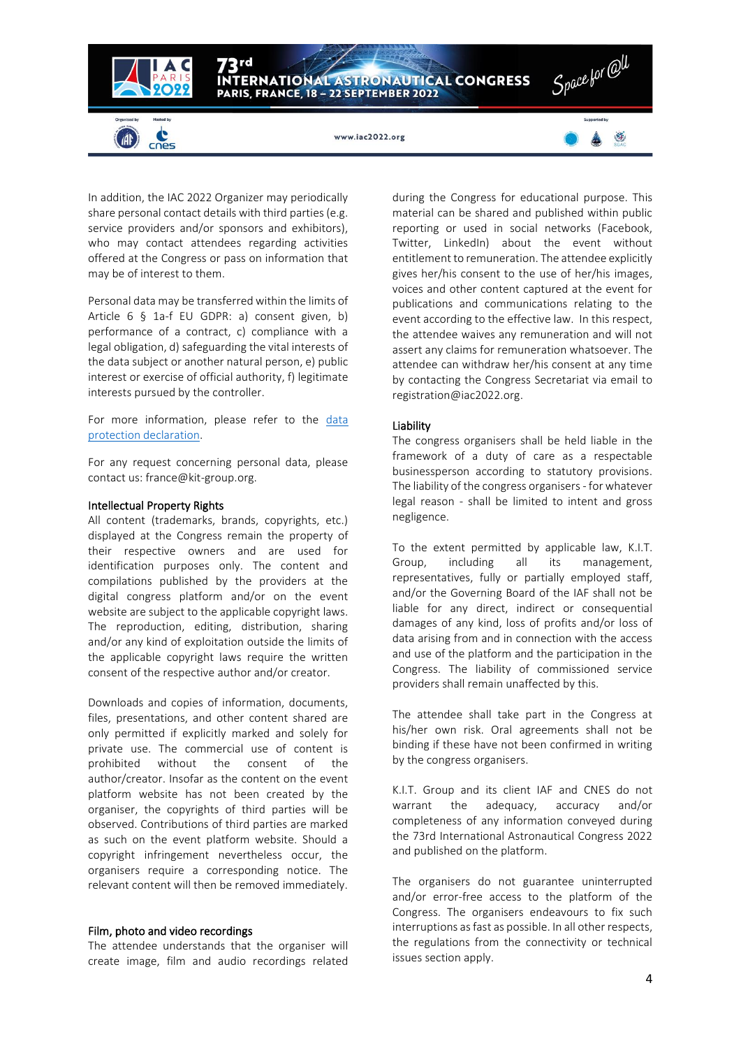In addition, the IAC 2022 Organizer may periodically share personal contact details with third parties (e.g. service providers and/or sponsors and exhibitors), who may contact attendees regarding activities offered at the Congress or pass on information that may be of interest to them.

Personal data may be transferred within the limits of Article 6 § 1a-f EU GDPR: a) consent given, b) performance of a contract, c) compliance with a legal obligation, d) safeguarding the vital interests of the data subject or another natural person, e) public interest or exercise of official authority, f) legitimate interests pursued by the controller.

For more information, please refer to the [data protection declaration](#).

For any request concerning personal data, please contact us: france@kit-group.org.

### Intellectual Property Rights

All content (trademarks, brands, copyrights, etc.) displayed at the Congress remain the property of their respective owners and are used for identification purposes only. The content and compilations published by the providers at the digital congress platform and/or on the event website are subject to the applicable copyright laws. The reproduction, editing, distribution, sharing and/or any kind of exploitation outside the limits of the applicable copyright laws require the written consent of the respective author and/or creator.

Downloads and copies of information, documents, files, presentations, and other content shared are only permitted if explicitly marked and solely for private use. The commercial use of content is prohibited without the consent of the author/creator. Insofar as the content on the event platform website has not been created by the organiser, the copyrights of third parties will be observed. Contributions of third parties are marked as such on the event platform website. Should a copyright infringement nevertheless occur, the organisers require a corresponding notice. The relevant content will then be removed immediately.

### Film, photo and video recordings

The attendee understands that the organiser will create image, film and audio recordings related during the Congress for educational purpose. This material can be shared and published within public reporting or used in social networks (Facebook, Twitter, LinkedIn) about the event without entitlement to remuneration. The attendee explicitly gives her/his consent to the use of her/his images, voices and other content captured at the event for publications and communications relating to the event according to the effective law. In this respect, the attendee waives any remuneration and will not assert any claims for remuneration whatsoever. The attendee can withdraw her/his consent at any time by contacting the Congress Secretariat via email to registration@iac2022.org.

### Liability

The congress organisers shall be held liable in the framework of a duty of care as a respectable businessperson according to statutory provisions. The liability of the congress organisers - for whatever legal reason - shall be limited to intent and gross negligence.

To the extent permitted by applicable law, K.I.T. Group, including all its management, representatives, fully or partially employed staff, and/or the Governing Board of the IAF shall not be liable for any direct, indirect or consequential damages of any kind, loss of profits and/or loss of data arising from and in connection with the access and use of the platform and the participation in the Congress. The liability of commissioned service providers shall remain unaffected by this.

The attendee shall take part in the Congress at his/her own risk. Oral agreements shall not be binding if these have not been confirmed in writing by the congress organisers.

K.I.T. Group and its client IAF and CNES do not warrant the adequacy, accuracy and/or completeness of any information conveyed during the 73rd International Astronautical Congress 2022 and published on the platform.

The organisers do not guarantee uninterrupted and/or error-free access to the platform of the Congress. The organisers endeavours to fix such interruptions as fast as possible. In all other respects, the regulations from the connectivity or technical issues section apply.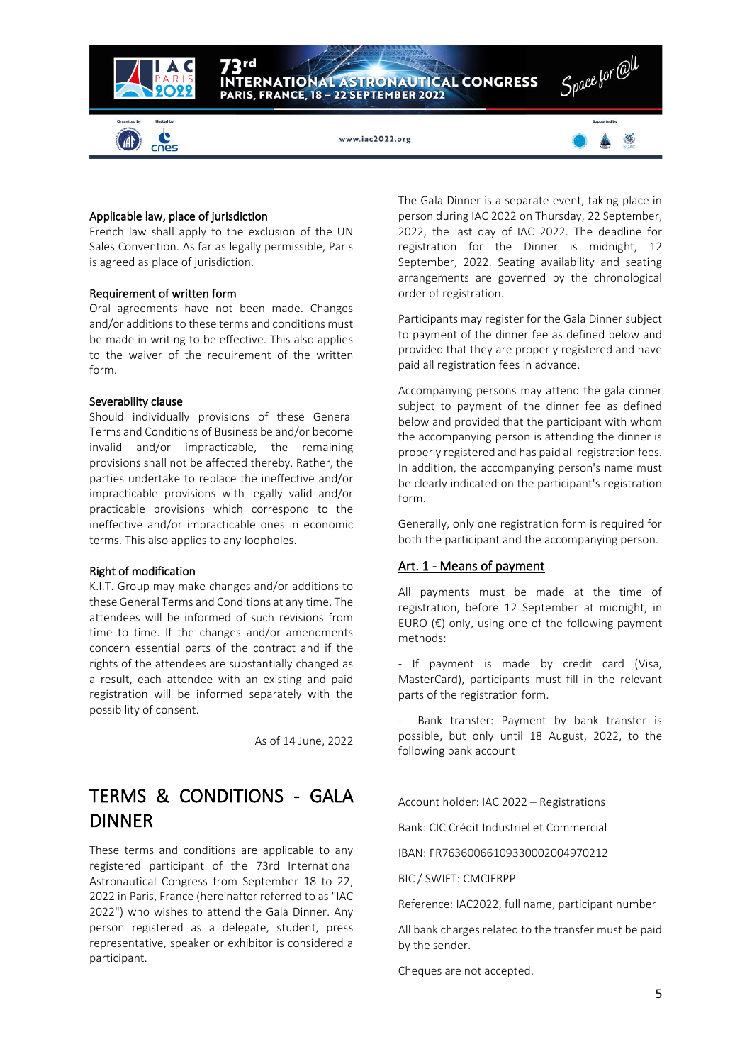### Applicable law, place of jurisdiction

French law shall apply to the exclusion of the UN Sales Convention. As far as legally permissible, Paris is agreed as place of jurisdiction.

### Requirement of written form

Oral agreements have not been made. Changes and/or additions to these terms and conditions must be made in writing to be effective. This also applies to the waiver of the requirement of the written form.

### Severability clause

Should individually provisions of these General Terms and Conditions of Business be and/or become invalid and/or impracticable, the remaining provisions shall not be affected thereby. Rather, the parties undertake to replace the ineffective and/or impracticable provisions with legally valid and/or practicable provisions which correspond to the ineffective and/or impracticable ones in economic terms. This also applies to any loopholes.

### Right of modification

K.I.T. Group may make changes and/or additions to these General Terms and Conditions at any time. The attendees will be informed of such revisions from time to time. If the changes and/or amendments concern essential parts of the contract and if the rights of the attendees are substantially changed as a result, each attendee with an existing and paid registration will be informed separately with the possibility of consent.

As of 14 June, 2022

# TERMS & CONDITIONS - GALA DINNER

These terms and conditions are applicable to any registered participant of the 73rd International Astronautical Congress from September 18 to 22, 2022 in Paris, France (hereinafter referred to as "IAC 2022") who wishes to attend the Gala Dinner. Any person registered as a delegate, student, press representative, speaker or exhibitor is considered a participant.

The Gala Dinner is a separate event, taking place in person during IAC 2022 on Thursday, 22 September, 2022, the last day of IAC 2022. The deadline for registration for the Dinner is midnight, 12 September, 2022. Seating availability and seating arrangements are governed by the chronological order of registration.

Participants may register for the Gala Dinner subject to payment of the dinner fee as defined below and provided that they are properly registered and have paid all registration fees in advance.

Accompanying persons may attend the gala dinner subject to payment of the dinner fee as defined below and provided that the participant with whom the accompanying person is attending the dinner is properly registered and has paid all registration fees. In addition, the accompanying person's name must be clearly indicated on the participant's registration form.

Generally, only one registration form is required for both the participant and the accompanying person.

## Art. 1 - Means of payment

All payments must be made at the time of registration, before 12 September at midnight, in EURO (€) only, using one of the following payment methods:

- If payment is made by credit card (Visa, MasterCard), participants must fill in the relevant parts of the registration form.

- Bank transfer: Payment by bank transfer is possible, but only until 18 August, 2022, to the following bank account

Account holder: IAC 2022 – Registrations

Bank: CIC Crédit Industriel et Commercial

IBAN: FR7630066109330002004970212

BIC / SWIFT: CMCIFRPP

Reference: IAC2022, full name, participant number

All bank charges related to the transfer must be paid by the sender.

Cheques are not accepted.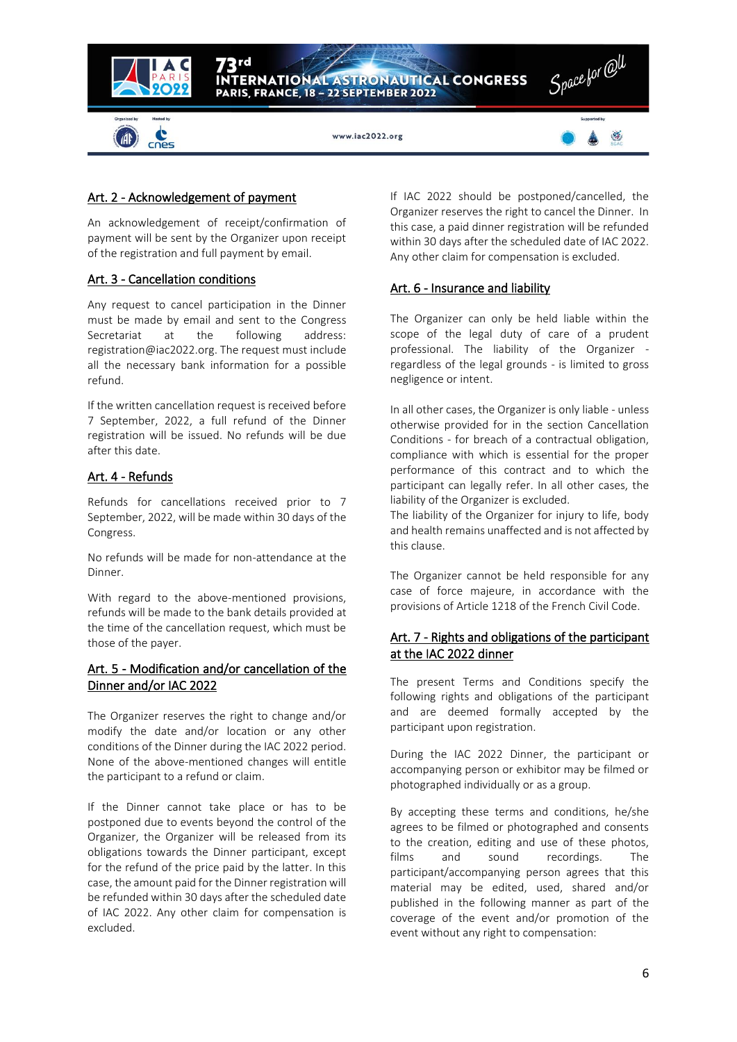## Art. 2 - Acknowledgement of payment

An acknowledgement of receipt/confirmation of payment will be sent by the Organizer upon receipt of the registration and full payment by email.

## Art. 3 - Cancellation conditions

Any request to cancel participation in the Dinner must be made by email and sent to the Congress Secretariat at the following address: registration@iac2022.org. The request must include all the necessary bank information for a possible refund.

If the written cancellation request is received before 7 September, 2022, a full refund of the Dinner registration will be issued. No refunds will be due after this date.

## Art. 4 - Refunds

Refunds for cancellations received prior to 7 September, 2022, will be made within 30 days of the Congress.

No refunds will be made for non-attendance at the Dinner.

With regard to the above-mentioned provisions, refunds will be made to the bank details provided at the time of the cancellation request, which must be those of the payer.

## Art. 5 - Modification and/or cancellation of the Dinner and/or IAC 2022

The Organizer reserves the right to change and/or modify the date and/or location or any other conditions of the Dinner during the IAC 2022 period. None of the above-mentioned changes will entitle the participant to a refund or claim.

If the Dinner cannot take place or has to be postponed due to events beyond the control of the Organizer, the Organizer will be released from its obligations towards the Dinner participant, except for the refund of the price paid by the latter. In this case, the amount paid for the Dinner registration will be refunded within 30 days after the scheduled date of IAC 2022. Any other claim for compensation is excluded.

If IAC 2022 should be postponed/cancelled, the Organizer reserves the right to cancel the Dinner. In this case, a paid dinner registration will be refunded within 30 days after the scheduled date of IAC 2022. Any other claim for compensation is excluded.

## Art. 6 - Insurance and liability

The Organizer can only be held liable within the scope of the legal duty of care of a prudent professional. The liability of the Organizer - regardless of the legal grounds - is limited to gross negligence or intent.

In all other cases, the Organizer is only liable - unless otherwise provided for in the section Cancellation Conditions - for breach of a contractual obligation, compliance with which is essential for the proper performance of this contract and to which the participant can legally refer. In all other cases, the liability of the Organizer is excluded.
The liability of the Organizer for injury to life, body and health remains unaffected and is not affected by this clause.

The Organizer cannot be held responsible for any case of force majeure, in accordance with the provisions of Article 1218 of the French Civil Code.

## Art. 7 - Rights and obligations of the participant at the IAC 2022 dinner

The present Terms and Conditions specify the following rights and obligations of the participant and are deemed formally accepted by the participant upon registration.

During the IAC 2022 Dinner, the participant or accompanying person or exhibitor may be filmed or photographed individually or as a group.

By accepting these terms and conditions, he/she agrees to be filmed or photographed and consents to the creation, editing and use of these photos, films and sound recordings. The participant/accompanying person agrees that this material may be edited, used, shared and/or published in the following manner as part of the coverage of the event and/or promotion of the event without any right to compensation: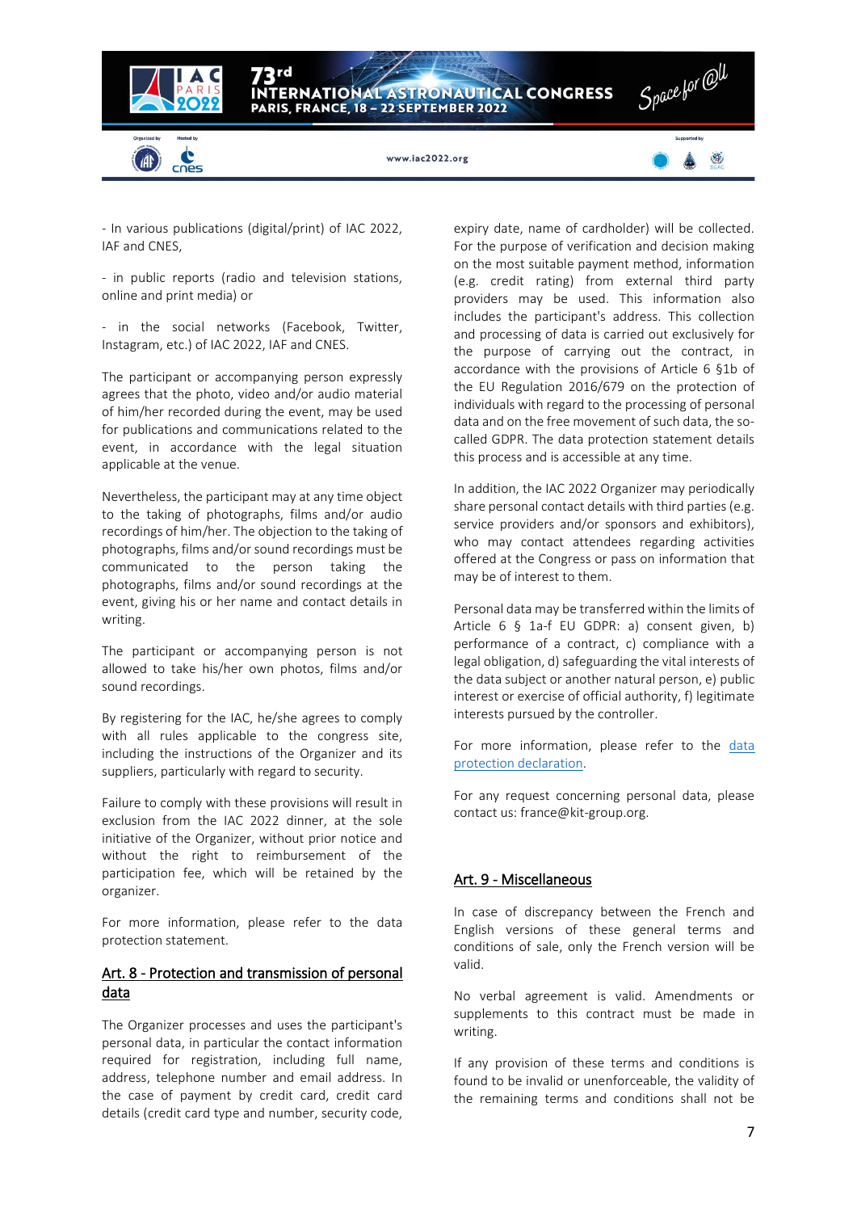- In various publications (digital/print) of IAC 2022, IAF and CNES,

- in public reports (radio and television stations, online and print media) or

- in the social networks (Facebook, Twitter, Instagram, etc.) of IAC 2022, IAF and CNES.

The participant or accompanying person expressly agrees that the photo, video and/or audio material of him/her recorded during the event, may be used for publications and communications related to the event, in accordance with the legal situation applicable at the venue.

Nevertheless, the participant may at any time object to the taking of photographs, films and/or audio recordings of him/her. The objection to the taking of photographs, films and/or sound recordings must be communicated to the person taking the photographs, films and/or sound recordings at the event, giving his or her name and contact details in writing.

The participant or accompanying person is not allowed to take his/her own photos, films and/or sound recordings.

By registering for the IAC, he/she agrees to comply with all rules applicable to the congress site, including the instructions of the Organizer and its suppliers, particularly with regard to security.

Failure to comply with these provisions will result in exclusion from the IAC 2022 dinner, at the sole initiative of the Organizer, without prior notice and without the right to reimbursement of the participation fee, which will be retained by the organizer.

For more information, please refer to the data protection statement.

## Art. 8 - Protection and transmission of personal data

The Organizer processes and uses the participant's personal data, in particular the contact information required for registration, including full name, address, telephone number and email address. In the case of payment by credit card, credit card details (credit card type and number, security code, expiry date, name of cardholder) will be collected. For the purpose of verification and decision making on the most suitable payment method, information (e.g. credit rating) from external third party providers may be used. This information also includes the participant's address. This collection and processing of data is carried out exclusively for the purpose of carrying out the contract, in accordance with the provisions of Article 6 §1b of the EU Regulation 2016/679 on the protection of individuals with regard to the processing of personal data and on the free movement of such data, the so-called GDPR. The data protection statement details this process and is accessible at any time.

In addition, the IAC 2022 Organizer may periodically share personal contact details with third parties (e.g. service providers and/or sponsors and exhibitors), who may contact attendees regarding activities offered at the Congress or pass on information that may be of interest to them.

Personal data may be transferred within the limits of Article 6 § 1a-f EU GDPR: a) consent given, b) performance of a contract, c) compliance with a legal obligation, d) safeguarding the vital interests of the data subject or another natural person, e) public interest or exercise of official authority, f) legitimate interests pursued by the controller.

For more information, please refer to the [data protection declaration](data protection declaration).

For any request concerning personal data, please contact us: france@kit-group.org.

## Art. 9 - Miscellaneous

In case of discrepancy between the French and English versions of these general terms and conditions of sale, only the French version will be valid.

No verbal agreement is valid. Amendments or supplements to this contract must be made in writing.

If any provision of these terms and conditions is found to be invalid or unenforceable, the validity of the remaining terms and conditions shall not be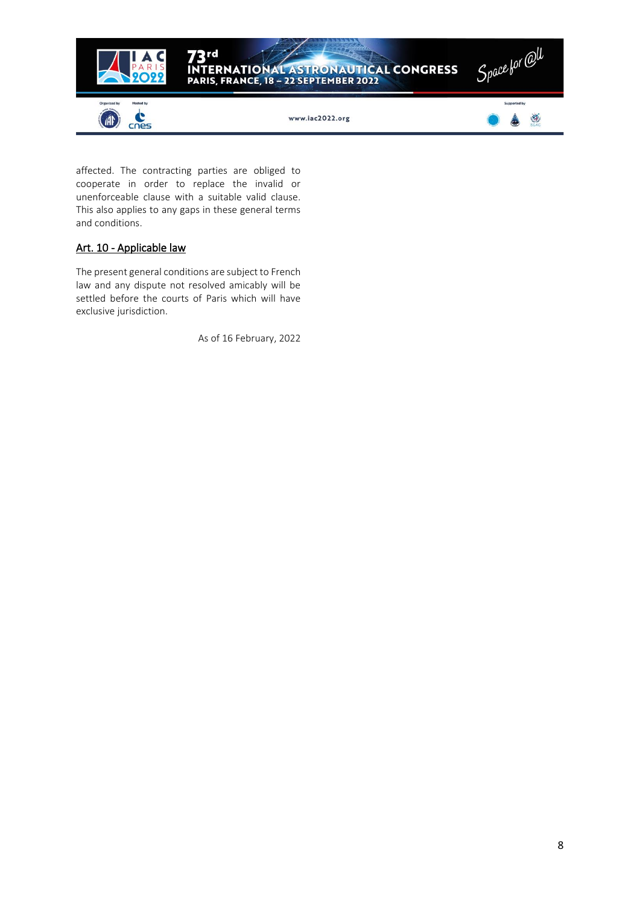affected. The contracting parties are obliged to cooperate in order to replace the invalid or unenforceable clause with a suitable valid clause. This also applies to any gaps in these general terms and conditions.

## Art. 10 - Applicable law

The present general conditions are subject to French law and any dispute not resolved amicably will be settled before the courts of Paris which will have exclusive jurisdiction.

As of 16 February, 2022